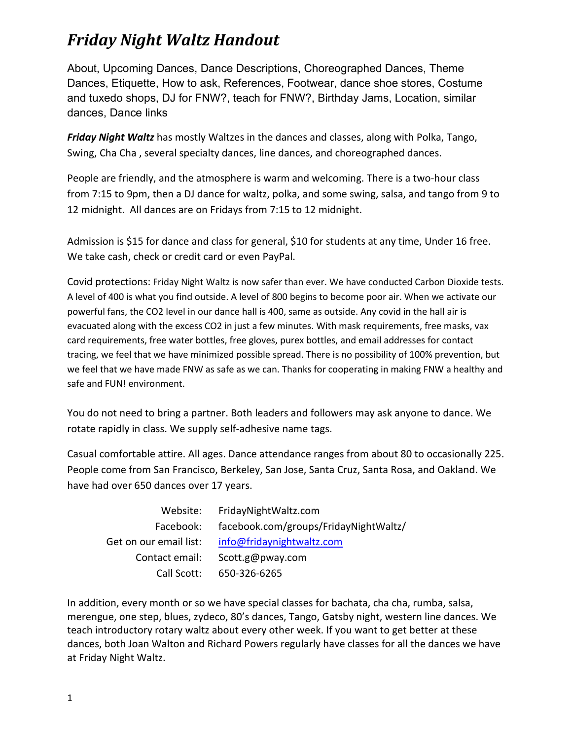# *Friday Night Waltz Handout*

About, Upcoming Dances, Dance Descriptions, Choreographed Dances, Theme Dances, Etiquette, How to ask, References, Footwear, dance shoe stores, Costume and tuxedo shops, DJ for FNW?, teach for FNW?, Birthday Jams, Location, similar dances, Dance links

***Friday Night Waltz*** has mostly Waltzes in the dances and classes, along with Polka, Tango, Swing, Cha Cha , several specialty dances, line dances, and choreographed dances.

People are friendly, and the atmosphere is warm and welcoming. There is a two-hour class from 7:15 to 9pm, then a DJ dance for waltz, polka, and some swing, salsa, and tango from 9 to 12 midnight. All dances are on Fridays from 7:15 to 12 midnight.

Admission is $15 for dance and class for general, $10 for students at any time, Under 16 free. We take cash, check or credit card or even PayPal.

Covid protections: Friday Night Waltz is now safer than ever. We have conducted Carbon Dioxide tests. A level of 400 is what you find outside. A level of 800 begins to become poor air. When we activate our powerful fans, the $CO_2$ level in our dance hall is 400, same as outside. Any covid in the hall air is evacuated along with the excess $CO_2$ in just a few minutes. With mask requirements, free masks, vax card requirements, free water bottles, free gloves, purex bottles, and email addresses for contact tracing, we feel that we have minimized possible spread. There is no possibility of 100% prevention, but we feel that we have made FNW as safe as we can. Thanks for cooperating in making FNW a healthy and safe and FUN! environment.

You do not need to bring a partner. Both leaders and followers may ask anyone to dance. We rotate rapidly in class. We supply self-adhesive name tags.

Casual comfortable attire. All ages. Dance attendance ranges from about 80 to occasionally 225. People come from San Francisco, Berkeley, San Jose, Santa Cruz, Santa Rosa, and Oakland. We have had over 650 dances over 17 years.

| | |
|---|---|
| Website: | FridayNightWaltz.com |
| Facebook: | facebook.com/groups/FridayNightWaltz/ |
| Get on our email list: | info@fridaynightwaltz.com |
| Contact email: | Scott.g@pway.com |
| Call Scott: | 650-326-6265 |

In addition, every month or so we have special classes for bachata, cha cha, rumba, salsa, merengue, one step, blues, zydeco, 80's dances, Tango, Gatsby night, western line dances. We teach introductory rotary waltz about every other week. If you want to get better at these dances, both Joan Walton and Richard Powers regularly have classes for all the dances we have at Friday Night Waltz.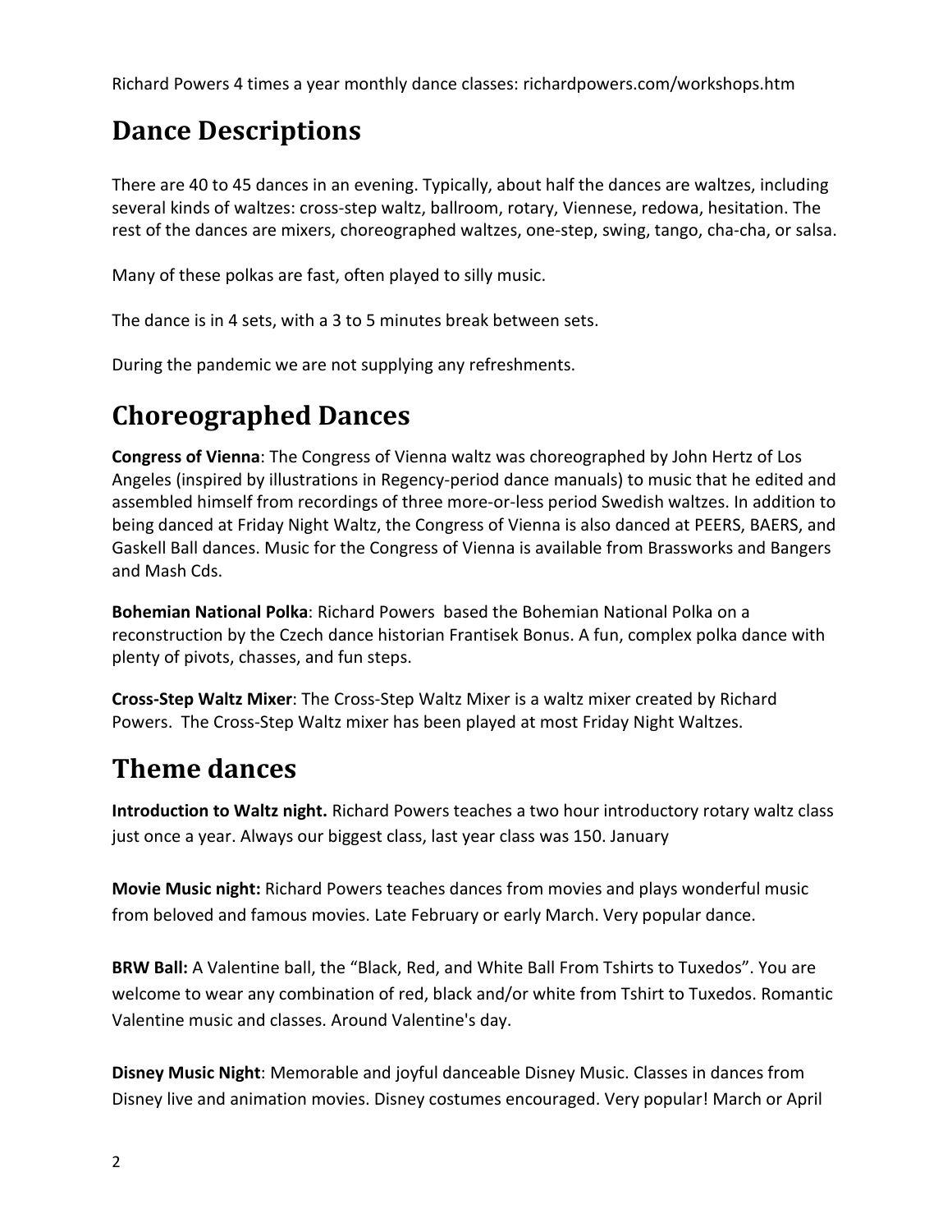Richard Powers 4 times a year monthly dance classes: richardpowers.com/workshops.htm

## Dance Descriptions

There are 40 to 45 dances in an evening. Typically, about half the dances are waltzes, including several kinds of waltzes: cross-step waltz, ballroom, rotary, Viennese, redowa, hesitation. The rest of the dances are mixers, choreographed waltzes, one-step, swing, tango, cha-cha, or salsa.

Many of these polkas are fast, often played to silly music.

The dance is in 4 sets, with a 3 to 5 minutes break between sets.

During the pandemic we are not supplying any refreshments.

## Choreographed Dances

**Congress of Vienna**: The Congress of Vienna waltz was choreographed by John Hertz of Los Angeles (inspired by illustrations in Regency-period dance manuals) to music that he edited and assembled himself from recordings of three more-or-less period Swedish waltzes. In addition to being danced at Friday Night Waltz, the Congress of Vienna is also danced at PEERS, BAERS, and Gaskell Ball dances. Music for the Congress of Vienna is available from Brassworks and Bangers and Mash Cds.

**Bohemian National Polka**: Richard Powers based the Bohemian National Polka on a reconstruction by the Czech dance historian Frantisek Bonus. A fun, complex polka dance with plenty of pivots, chasses, and fun steps.

**Cross-Step Waltz Mixer**: The Cross-Step Waltz Mixer is a waltz mixer created by Richard Powers. The Cross-Step Waltz mixer has been played at most Friday Night Waltzes.

## Theme dances

**Introduction to Waltz night.** Richard Powers teaches a two hour introductory rotary waltz class just once a year. Always our biggest class, last year class was 150. January

**Movie Music night:** Richard Powers teaches dances from movies and plays wonderful music from beloved and famous movies. Late February or early March. Very popular dance.

**BRW Ball:** A Valentine ball, the "Black, Red, and White Ball From Tshirts to Tuxedos". You are welcome to wear any combination of red, black and/or white from Tshirt to Tuxedos. Romantic Valentine music and classes. Around Valentine's day.

**Disney Music Night**: Memorable and joyful danceable Disney Music. Classes in dances from Disney live and animation movies. Disney costumes encouraged. Very popular! March or April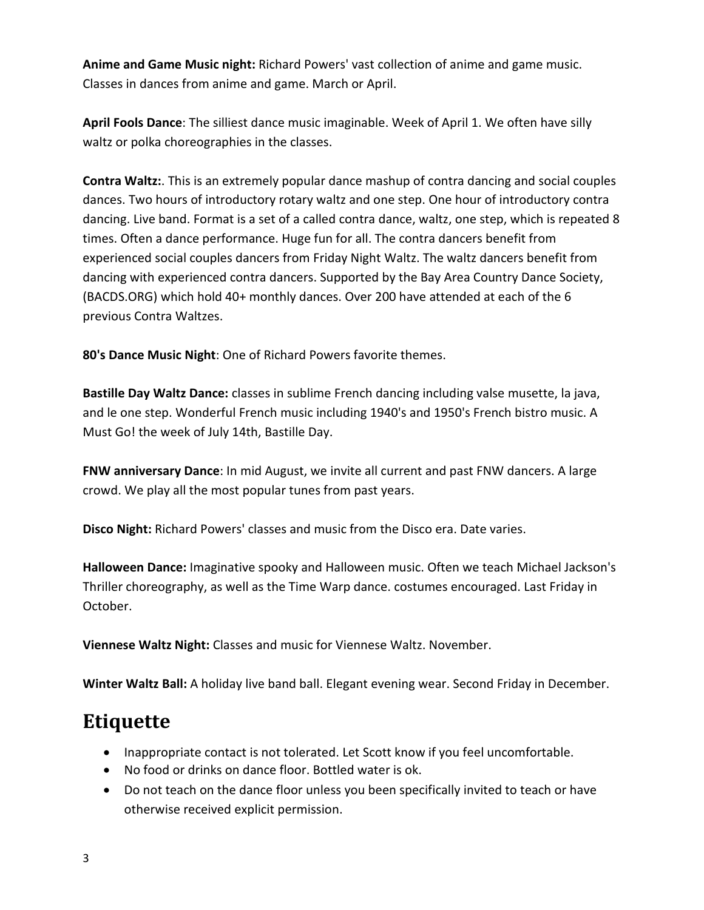**Anime and Game Music night:** Richard Powers' vast collection of anime and game music. Classes in dances from anime and game. March or April.

**April Fools Dance**: The silliest dance music imaginable. Week of April 1. We often have silly waltz or polka choreographies in the classes.

**Contra Waltz:**. This is an extremely popular dance mashup of contra dancing and social couples dances. Two hours of introductory rotary waltz and one step. One hour of introductory contra dancing. Live band. Format is a set of a called contra dance, waltz, one step, which is repeated 8 times. Often a dance performance. Huge fun for all. The contra dancers benefit from experienced social couples dancers from Friday Night Waltz. The waltz dancers benefit from dancing with experienced contra dancers. Supported by the Bay Area Country Dance Society, (BACDS.ORG) which hold 40+ monthly dances. Over 200 have attended at each of the 6 previous Contra Waltzes.

**80's Dance Music Night**: One of Richard Powers favorite themes.

**Bastille Day Waltz Dance:** classes in sublime French dancing including valse musette, la java, and le one step. Wonderful French music including 1940's and 1950's French bistro music. A Must Go! the week of July 14th, Bastille Day.

**FNW anniversary Dance**: In mid August, we invite all current and past FNW dancers. A large crowd. We play all the most popular tunes from past years.

**Disco Night:** Richard Powers' classes and music from the Disco era. Date varies.

**Halloween Dance:** Imaginative spooky and Halloween music. Often we teach Michael Jackson's Thriller choreography, as well as the Time Warp dance. costumes encouraged. Last Friday in October.

**Viennese Waltz Night:** Classes and music for Viennese Waltz. November.

**Winter Waltz Ball:** A holiday live band ball. Elegant evening wear. Second Friday in December.

## Etiquette

- Inappropriate contact is not tolerated. Let Scott know if you feel uncomfortable.
- No food or drinks on dance floor. Bottled water is ok.
- Do not teach on the dance floor unless you been specifically invited to teach or have otherwise received explicit permission.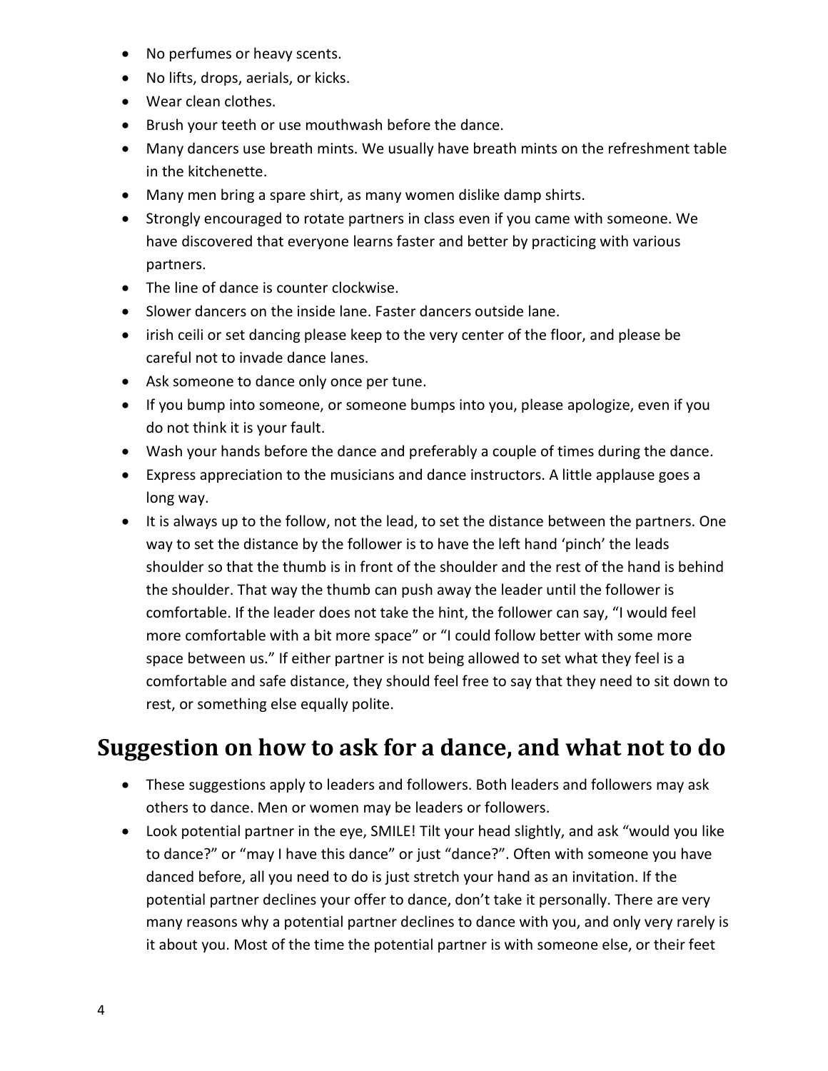- No perfumes or heavy scents.
- No lifts, drops, aerials, or kicks.
- Wear clean clothes.
- Brush your teeth or use mouthwash before the dance.
- Many dancers use breath mints. We usually have breath mints on the refreshment table in the kitchenette.
- Many men bring a spare shirt, as many women dislike damp shirts.
- Strongly encouraged to rotate partners in class even if you came with someone. We have discovered that everyone learns faster and better by practicing with various partners.
- The line of dance is counter clockwise.
- Slower dancers on the inside lane. Faster dancers outside lane.
- irish ceili or set dancing please keep to the very center of the floor, and please be careful not to invade dance lanes.
- Ask someone to dance only once per tune.
- If you bump into someone, or someone bumps into you, please apologize, even if you do not think it is your fault.
- Wash your hands before the dance and preferably a couple of times during the dance.
- Express appreciation to the musicians and dance instructors. A little applause goes a long way.
- It is always up to the follow, not the lead, to set the distance between the partners. One way to set the distance by the follower is to have the left hand 'pinch' the leads shoulder so that the thumb is in front of the shoulder and the rest of the hand is behind the shoulder. That way the thumb can push away the leader until the follower is comfortable. If the leader does not take the hint, the follower can say, "I would feel more comfortable with a bit more space" or "I could follow better with some more space between us." If either partner is not being allowed to set what they feel is a comfortable and safe distance, they should feel free to say that they need to sit down to rest, or something else equally polite.

## Suggestion on how to ask for a dance, and what not to do

- These suggestions apply to leaders and followers. Both leaders and followers may ask others to dance. Men or women may be leaders or followers.
- Look potential partner in the eye, SMILE! Tilt your head slightly, and ask "would you like to dance?" or "may I have this dance" or just "dance?". Often with someone you have danced before, all you need to do is just stretch your hand as an invitation. If the potential partner declines your offer to dance, don't take it personally. There are very many reasons why a potential partner declines to dance with you, and only very rarely is it about you. Most of the time the potential partner is with someone else, or their feet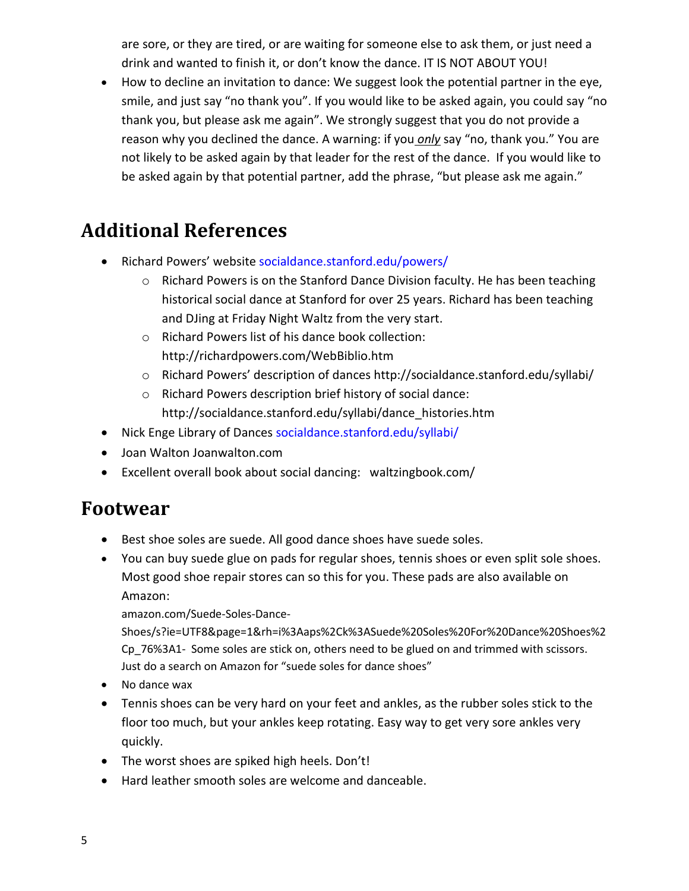are sore, or they are tired, or are waiting for someone else to ask them, or just need a drink and wanted to finish it, or don't know the dance. IT IS NOT ABOUT YOU!

- How to decline an invitation to dance: We suggest look the potential partner in the eye, smile, and just say "no thank you". If you would like to be asked again, you could say "no thank you, but please ask me again". We strongly suggest that you do not provide a reason why you declined the dance. A warning: if you ***only*** say "no, thank you." You are not likely to be asked again by that leader for the rest of the dance. If you would like to be asked again by that potential partner, add the phrase, "but please ask me again."

## Additional References

- Richard Powers' website socialdance.stanford.edu/powers/
  - Richard Powers is on the Stanford Dance Division faculty. He has been teaching historical social dance at Stanford for over 25 years. Richard has been teaching and DJing at Friday Night Waltz from the very start.
  - Richard Powers list of his dance book collection: http://richardpowers.com/WebBiblio.htm
  - Richard Powers' description of dances http://socialdance.stanford.edu/syllabi/
  - Richard Powers description brief history of social dance: http://socialdance.stanford.edu/syllabi/dance_histories.htm
- Nick Enge Library of Dances socialdance.stanford.edu/syllabi/
- Joan Walton Joanwalton.com
- Excellent overall book about social dancing: waltzingbook.com/

## Footwear

- Best shoe soles are suede. All good dance shoes have suede soles.
- You can buy suede glue on pads for regular shoes, tennis shoes or even split sole shoes. Most good shoe repair stores can so this for you. These pads are also available on Amazon:
  amazon.com/Suede-Soles-Dance-Shoes/s?ie=UTF8&page=1&rh=i%3Aaps%2Ck%3ASuede%20Soles%20For%20Dance%20Shoes%2Cp_76%3A1- Some soles are stick on, others need to be glued on and trimmed with scissors. Just do a search on Amazon for "suede soles for dance shoes"
- No dance wax
- Tennis shoes can be very hard on your feet and ankles, as the rubber soles stick to the floor too much, but your ankles keep rotating. Easy way to get very sore ankles very quickly.
- The worst shoes are spiked high heels. Don't!
- Hard leather smooth soles are welcome and danceable.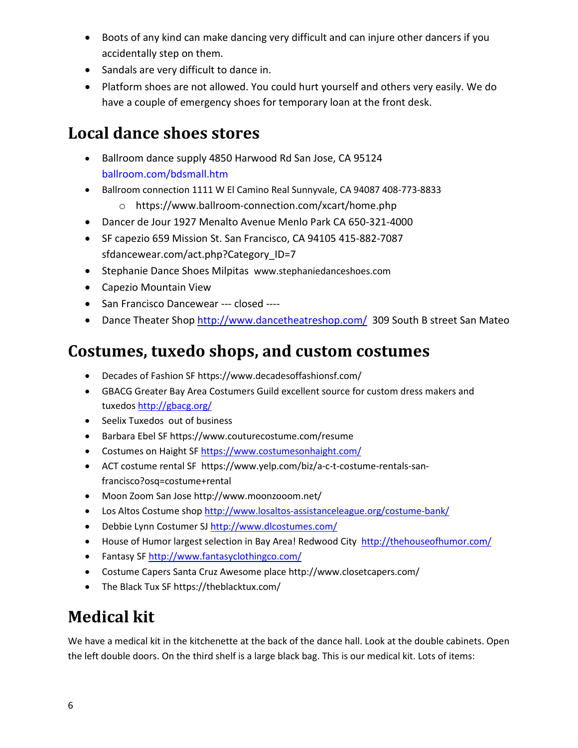- Boots of any kind can make dancing very difficult and can injure other dancers if you accidentally step on them.
- Sandals are very difficult to dance in.
- Platform shoes are not allowed. You could hurt yourself and others very easily. We do have a couple of emergency shoes for temporary loan at the front desk.

## Local dance shoes stores

- Ballroom dance supply 4850 Harwood Rd San Jose, CA 95124 ballroom.com/bdsmall.htm
- Ballroom connection 1111 W El Camino Real Sunnyvale, CA 94087 408-773-8833
    - https://www.ballroom-connection.com/xcart/home.php
- Dancer de Jour 1927 Menalto Avenue Menlo Park CA 650-321-4000
- SF capezio 659 Mission St. San Francisco, CA 94105 415-882-7087 sfdancewear.com/act.php?Category_ID=7
- Stephanie Dance Shoes Milpitas www.stephaniedanceshoes.com
- Capezio Mountain View
- San Francisco Dancewear --- closed ----
- Dance Theater Shop http://www.dancetheatreshop.com/ 309 South B street San Mateo

## Costumes, tuxedo shops, and custom costumes

- Decades of Fashion SF https://www.decadesoffashionsf.com/
- GBACG Greater Bay Area Costumers Guild excellent source for custom dress makers and tuxedos http://gbacg.org/
- Seelix Tuxedos out of business
- Barbara Ebel SF https://www.couturecostume.com/resume
- Costumes on Haight SF https://www.costumesonhaight.com/
- ACT costume rental SF https://www.yelp.com/biz/a-c-t-costume-rentals-san-francisco?osq=costume+rental
- Moon Zoom San Jose http://www.moonzooom.net/
- Los Altos Costume shop http://www.losaltos-assistanceleague.org/costume-bank/
- Debbie Lynn Costumer SJ http://www.dlcostumes.com/
- House of Humor largest selection in Bay Area! Redwood City http://thehouseofhumor.com/
- Fantasy SF http://www.fantasyclothingco.com/
- Costume Capers Santa Cruz Awesome place http://www.closetcapers.com/
- The Black Tux SF https://theblacktux.com/

## Medical kit

We have a medical kit in the kitchenette at the back of the dance hall. Look at the double cabinets. Open the left double doors. On the third shelf is a large black bag. This is our medical kit. Lots of items: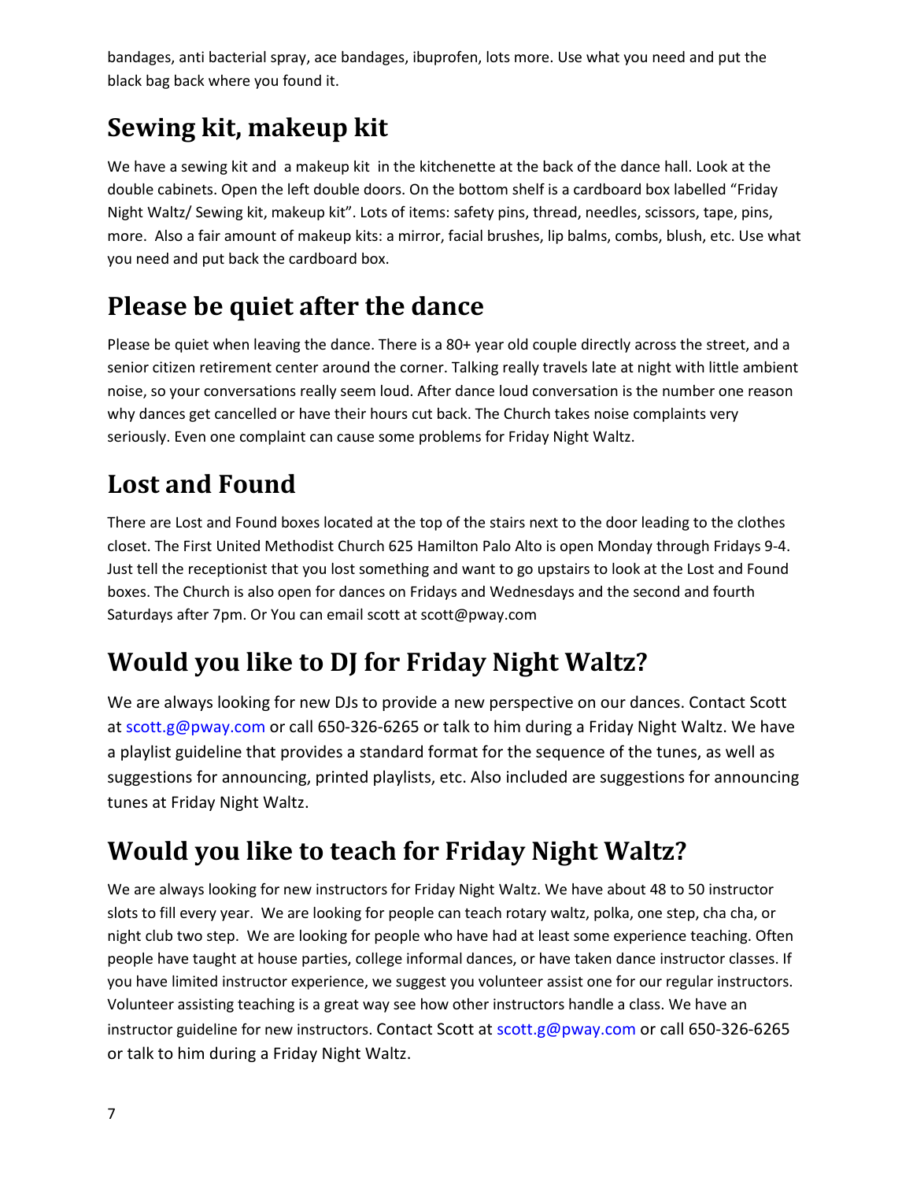bandages, anti bacterial spray, ace bandages, ibuprofen, lots more. Use what you need and put the black bag back where you found it.

## Sewing kit, makeup kit

We have a sewing kit and a makeup kit in the kitchenette at the back of the dance hall. Look at the double cabinets. Open the left double doors. On the bottom shelf is a cardboard box labelled "Friday Night Waltz/ Sewing kit, makeup kit". Lots of items: safety pins, thread, needles, scissors, tape, pins, more. Also a fair amount of makeup kits: a mirror, facial brushes, lip balms, combs, blush, etc. Use what you need and put back the cardboard box.

## Please be quiet after the dance

Please be quiet when leaving the dance. There is a 80+ year old couple directly across the street, and a senior citizen retirement center around the corner. Talking really travels late at night with little ambient noise, so your conversations really seem loud. After dance loud conversation is the number one reason why dances get cancelled or have their hours cut back. The Church takes noise complaints very seriously. Even one complaint can cause some problems for Friday Night Waltz.

## Lost and Found

There are Lost and Found boxes located at the top of the stairs next to the door leading to the clothes closet. The First United Methodist Church 625 Hamilton Palo Alto is open Monday through Fridays 9-4. Just tell the receptionist that you lost something and want to go upstairs to look at the Lost and Found boxes. The Church is also open for dances on Fridays and Wednesdays and the second and fourth Saturdays after 7pm. Or You can email scott at scott@pway.com

## Would you like to DJ for Friday Night Waltz?

We are always looking for new DJs to provide a new perspective on our dances. Contact Scott at scott.g@pway.com or call 650-326-6265 or talk to him during a Friday Night Waltz. We have a playlist guideline that provides a standard format for the sequence of the tunes, as well as suggestions for announcing, printed playlists, etc. Also included are suggestions for announcing tunes at Friday Night Waltz.

## Would you like to teach for Friday Night Waltz?

We are always looking for new instructors for Friday Night Waltz. We have about 48 to 50 instructor slots to fill every year. We are looking for people can teach rotary waltz, polka, one step, cha cha, or night club two step. We are looking for people who have had at least some experience teaching. Often people have taught at house parties, college informal dances, or have taken dance instructor classes. If you have limited instructor experience, we suggest you volunteer assist one for our regular instructors. Volunteer assisting teaching is a great way see how other instructors handle a class. We have an instructor guideline for new instructors. Contact Scott at scott.g@pway.com or call 650-326-6265 or talk to him during a Friday Night Waltz.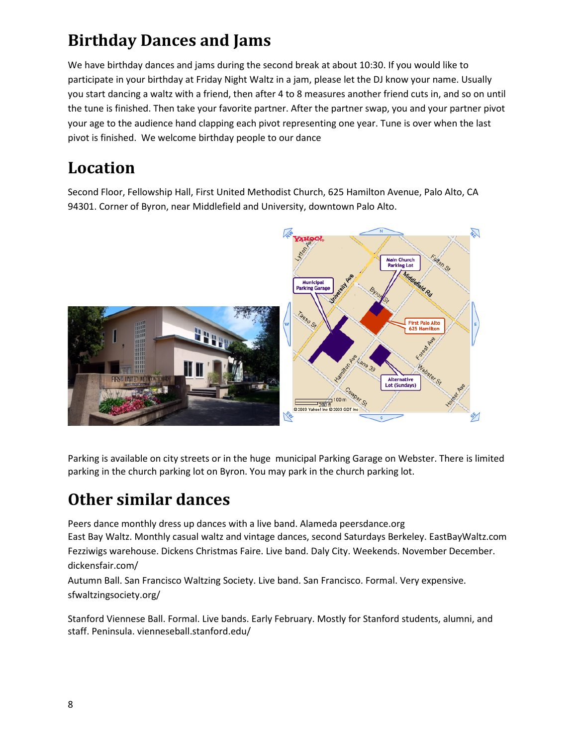## Birthday Dances and Jams

We have birthday dances and jams during the second break at about 10:30. If you would like to participate in your birthday at Friday Night Waltz in a jam, please let the DJ know your name. Usually you start dancing a waltz with a friend, then after 4 to 8 measures another friend cuts in, and so on until the tune is finished. Then take your favorite partner. After the partner swap, you and your partner pivot your age to the audience hand clapping each pivot representing one year. Tune is over when the last pivot is finished. We welcome birthday people to our dance

## Location

Second Floor, Fellowship Hall, First United Methodist Church, 625 Hamilton Avenue, Palo Alto, CA 94301. Corner of Byron, near Middlefield and University, downtown Palo Alto.

Parking is available on city streets or in the huge municipal Parking Garage on Webster. There is limited parking in the church parking lot on Byron. You may park in the church parking lot.

## Other similar dances

Peers dance monthly dress up dances with a live band. Alameda peersdance.org
East Bay Waltz. Monthly casual waltz and vintage dances, second Saturdays Berkeley. EastBayWaltz.com
Fezziwigs warehouse. Dickens Christmas Faire. Live band. Daly City. Weekends. November December. dickensfair.com/
Autumn Ball. San Francisco Waltzing Society. Live band. San Francisco. Formal. Very expensive. sfwaltzingsociety.org/

Stanford Viennese Ball. Formal. Live bands. Early February. Mostly for Stanford students, alumni, and staff. Peninsula. vienneseball.stanford.edu/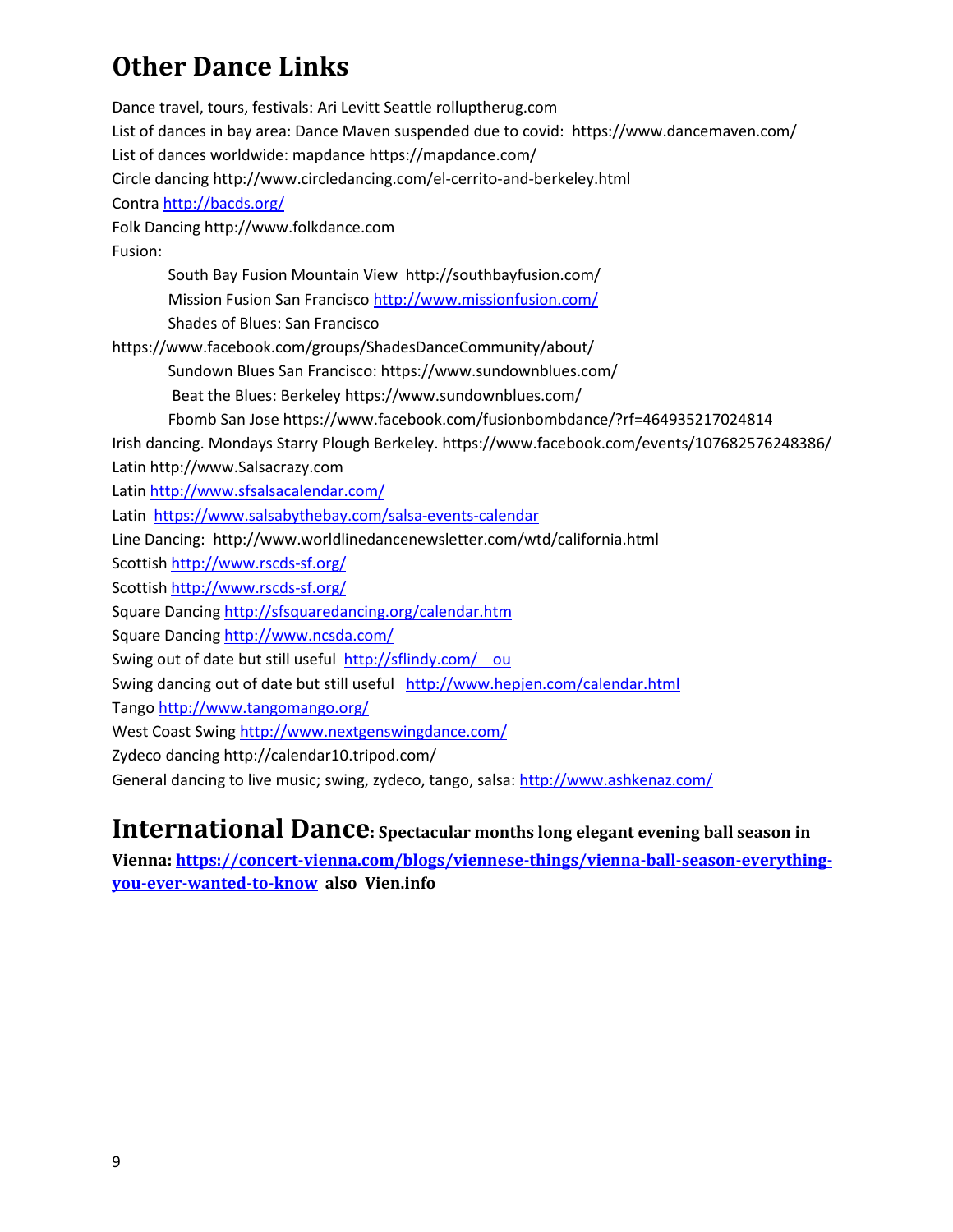# Other Dance Links

Dance travel, tours, festivals: Ari Levitt Seattle rolluptherug.com

List of dances in bay area: Dance Maven suspended due to covid: https://www.dancemaven.com/

List of dances worldwide: mapdance https://mapdance.com/

Circle dancing http://www.circledancing.com/el-cerrito-and-berkeley.html

Contra http://bacds.org/

Folk Dancing http://www.folkdance.com

Fusion:

- South Bay Fusion Mountain View http://southbayfusion.com/
- Mission Fusion San Francisco http://www.missionfusion.com/
- Shades of Blues: San Francisco https://www.facebook.com/groups/ShadesDanceCommunity/about/
- Sundown Blues San Francisco: https://www.sundownblues.com/
- Beat the Blues: Berkeley https://www.sundownblues.com/
- Fbomb San Jose https://www.facebook.com/fusionbombdance/?rf=464935217024814

Irish dancing. Mondays Starry Plough Berkeley. https://www.facebook.com/events/107682576248386/

Latin http://www.Salsacrazy.com

Latin http://www.sfsalsacalendar.com/

Latin https://www.salsabythebay.com/salsa-events-calendar

Line Dancing: http://www.worldlinedancenewsletter.com/wtd/california.html

Scottish http://www.rscds-sf.org/

Scottish http://www.rscds-sf.org/

Square Dancing http://sfsquaredancing.org/calendar.htm

Square Dancing http://www.ncsda.com/

Swing out of date but still useful http://sflindy.com/ ou

Swing dancing out of date but still useful http://www.hepjen.com/calendar.html

Tango http://www.tangomango.org/

West Coast Swing http://www.nextgenswingdance.com/

Zydeco dancing http://calendar10.tripod.com/

General dancing to live music; swing, zydeco, tango, salsa: http://www.ashkenaz.com/

## International Dance: **Spectacular months long elegant evening ball season in Vienna: https://concert-vienna.com/blogs/viennese-things/vienna-ball-season-everything-you-ever-wanted-to-know also Vien.info**